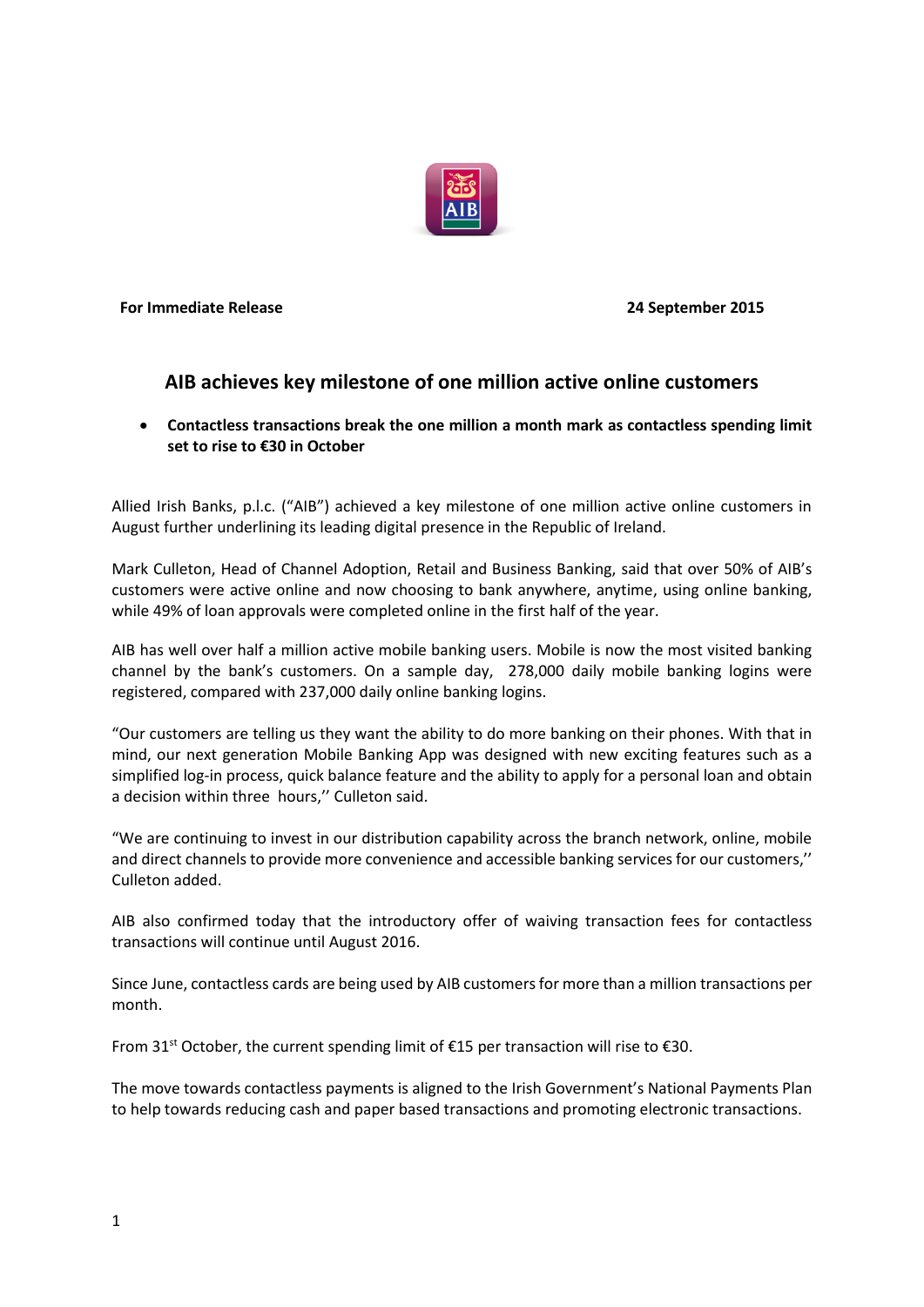**For Immediate Release** **24 September 2015**

# AIB achieves key milestone of one million active online customers

- **Contactless transactions break the one million a month mark as contactless spending limit set to rise to €30 in October**

Allied Irish Banks, p.l.c. ("AIB") achieved a key milestone of one million active online customers in August further underlining its leading digital presence in the Republic of Ireland.

Mark Culleton, Head of Channel Adoption, Retail and Business Banking, said that over 50% of AIB's customers were active online and now choosing to bank anywhere, anytime, using online banking, while 49% of loan approvals were completed online in the first half of the year.

AIB has well over half a million active mobile banking users. Mobile is now the most visited banking channel by the bank's customers. On a sample day, 278,000 daily mobile banking logins were registered, compared with 237,000 daily online banking logins.

"Our customers are telling us they want the ability to do more banking on their phones. With that in mind, our next generation Mobile Banking App was designed with new exciting features such as a simplified log-in process, quick balance feature and the ability to apply for a personal loan and obtain a decision within three hours,'' Culleton said.

"We are continuing to invest in our distribution capability across the branch network, online, mobile and direct channels to provide more convenience and accessible banking services for our customers,'' Culleton added.

AIB also confirmed today that the introductory offer of waiving transaction fees for contactless transactions will continue until August 2016.

Since June, contactless cards are being used by AIB customers for more than a million transactions per month.

From 31st October, the current spending limit of €15 per transaction will rise to €30.

The move towards contactless payments is aligned to the Irish Government's National Payments Plan to help towards reducing cash and paper based transactions and promoting electronic transactions.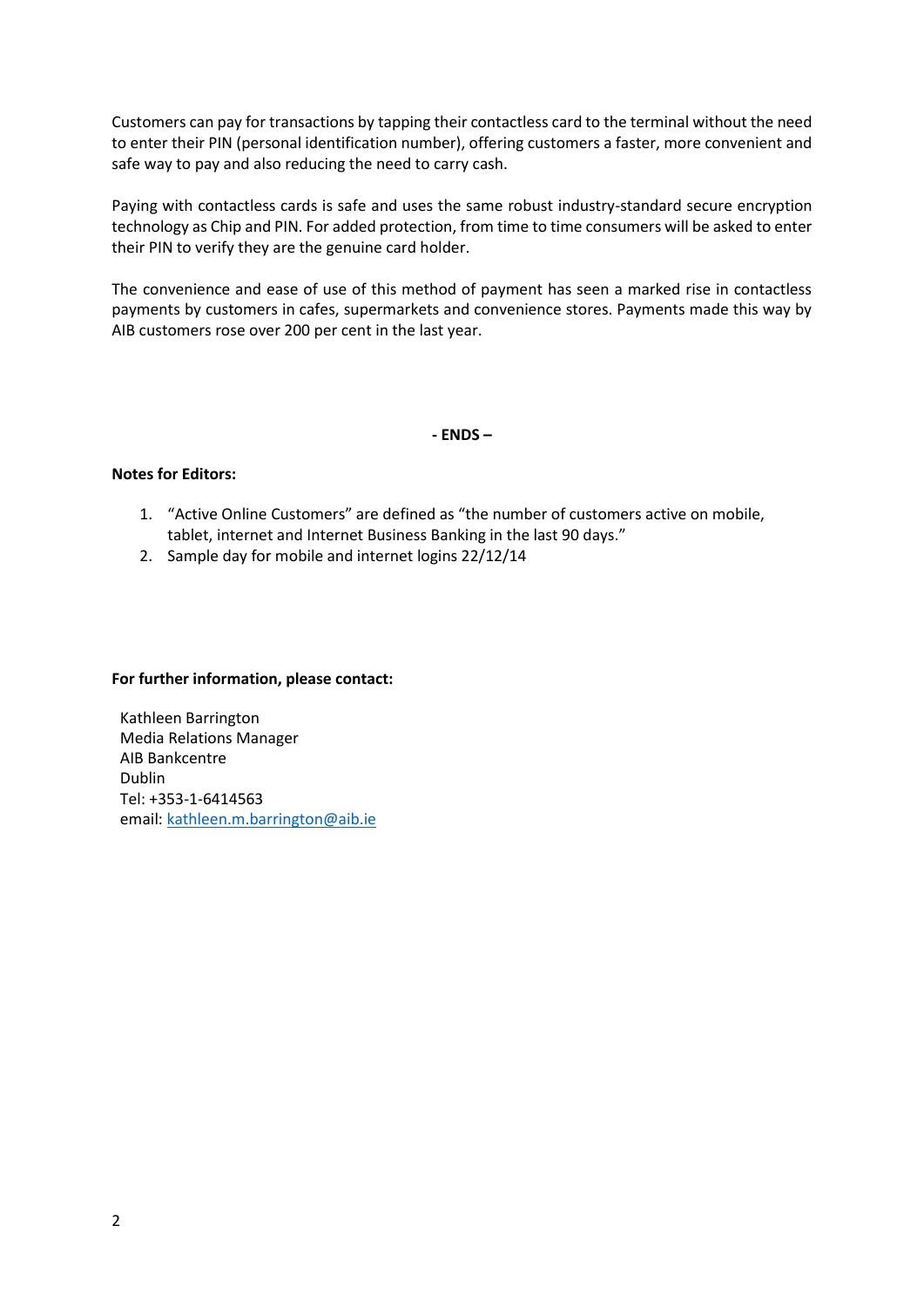Customers can pay for transactions by tapping their contactless card to the terminal without the need to enter their PIN (personal identification number), offering customers a faster, more convenient and safe way to pay and also reducing the need to carry cash.

Paying with contactless cards is safe and uses the same robust industry-standard secure encryption technology as Chip and PIN. For added protection, from time to time consumers will be asked to enter their PIN to verify they are the genuine card holder.

The convenience and ease of use of this method of payment has seen a marked rise in contactless payments by customers in cafes, supermarkets and convenience stores. Payments made this way by AIB customers rose over 200 per cent in the last year.

**- ENDS –**

**Notes for Editors:**

1. "Active Online Customers" are defined as "the number of customers active on mobile, tablet, internet and Internet Business Banking in the last 90 days."
2. Sample day for mobile and internet logins 22/12/14

**For further information, please contact:**

Kathleen Barrington
Media Relations Manager
AIB Bankcentre
Dublin
Tel: +353-1-6414563
email: kathleen.m.barrington@aib.ie